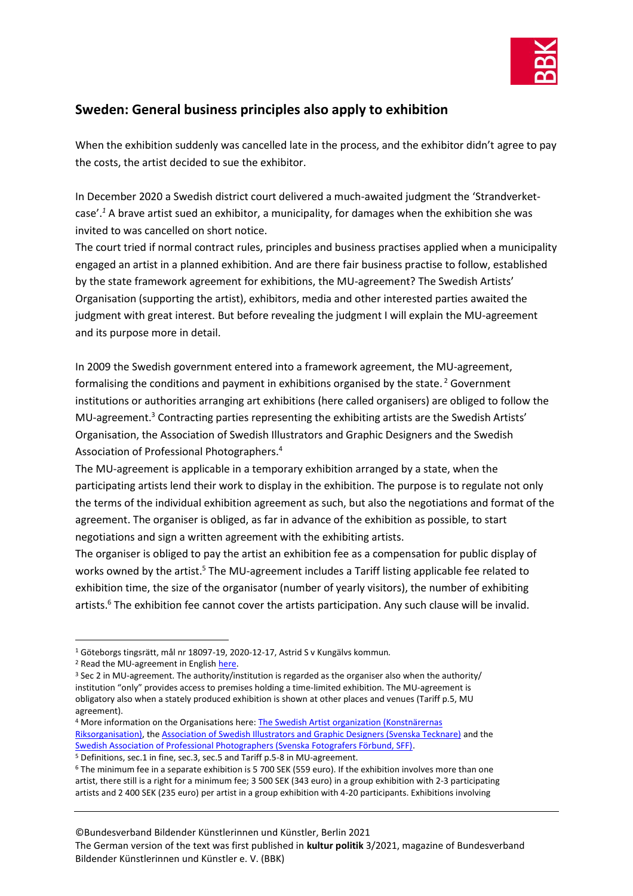## Sweden: General business principles also apply to exhibition

When the exhibition suddenly was cancelled late in the process, and the exhibitor didn't agree to pay the costs, the artist decided to sue the exhibitor.

In December 2020 a Swedish district court delivered a much-awaited judgment the 'Strandverket-case'.[1] A brave artist sued an exhibitor, a municipality, for damages when the exhibition she was invited to was cancelled on short notice.

The court tried if normal contract rules, principles and business practises applied when a municipality engaged an artist in a planned exhibition. And are there fair business practise to follow, established by the state framework agreement for exhibitions, the MU-agreement? The Swedish Artists' Organisation (supporting the artist), exhibitors, media and other interested parties awaited the judgment with great interest. But before revealing the judgment I will explain the MU-agreement and its purpose more in detail.

In 2009 the Swedish government entered into a framework agreement, the MU-agreement, formalising the conditions and payment in exhibitions organised by the state.[2] Government institutions or authorities arranging art exhibitions (here called organisers) are obliged to follow the MU-agreement.[3] Contracting parties representing the exhibiting artists are the Swedish Artists' Organisation, the Association of Swedish Illustrators and Graphic Designers and the Swedish Association of Professional Photographers.[4]

The MU-agreement is applicable in a temporary exhibition arranged by a state, when the participating artists lend their work to display in the exhibition. The purpose is to regulate not only the terms of the individual exhibition agreement as such, but also the negotiations and format of the agreement. The organiser is obliged, as far in advance of the exhibition as possible, to start negotiations and sign a written agreement with the exhibiting artists.

The organiser is obliged to pay the artist an exhibition fee as a compensation for public display of works owned by the artist.[5] The MU-agreement includes a Tariff listing applicable fee related to exhibition time, the size of the organisator (number of yearly visitors), the number of exhibiting artists.[6] The exhibition fee cannot cover the artists participation. Any such clause will be invalid.

---

[1] Göteborgs tingsrätt, mål nr 18097-19, 2020-12-17, Astrid S v Kungälvs kommun.

[2] Read the MU-agreement in English here.

[3] Sec 2 in MU-agreement. The authority/institution is regarded as the organiser also when the authority/ institution "only" provides access to premises holding a time-limited exhibition. The MU-agreement is obligatory also when a stately produced exhibition is shown at other places and venues (Tariff p.5, MU agreement).

[4] More information on the Organisations here: The Swedish Artist organization (Konstnärernas Riksorganisation), the Association of Swedish Illustrators and Graphic Designers (Svenska Tecknare) and the Swedish Association of Professional Photographers (Svenska Fotografers Förbund, SFF).

[5] Definitions, sec.1 in fine, sec.3, sec.5 and Tariff p.5-8 in MU-agreement.

[6] The minimum fee in a separate exhibition is 5 700 SEK (559 euro). If the exhibition involves more than one artist, there still is a right for a minimum fee; 3 500 SEK (343 euro) in a group exhibition with 2-3 participating artists and 2 400 SEK (235 euro) per artist in a group exhibition with 4-20 participants. Exhibitions involving

©Bundesverband Bildender Künstlerinnen und Künstler, Berlin 2021
The German version of the text was first published in **kultur politik** 3/2021, magazine of Bundesverband Bildender Künstlerinnen und Künstler e. V. (BBK)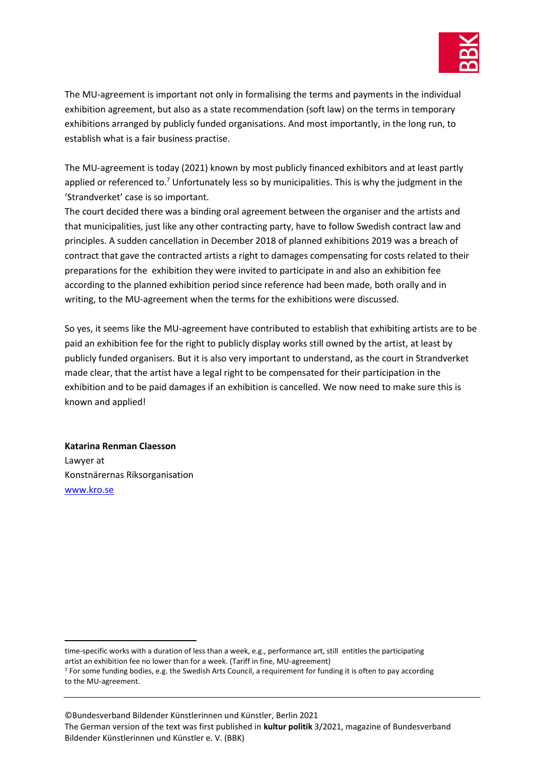The MU-agreement is important not only in formalising the terms and payments in the individual exhibition agreement, but also as a state recommendation (soft law) on the terms in temporary exhibitions arranged by publicly funded organisations. And most importantly, in the long run, to establish what is a fair business practise.

The MU-agreement is today (2021) known by most publicly financed exhibitors and at least partly applied or referenced to.[7] Unfortunately less so by municipalities. This is why the judgment in the 'Strandverket' case is so important.

The court decided there was a binding oral agreement between the organiser and the artists and that municipalities, just like any other contracting party, have to follow Swedish contract law and principles. A sudden cancellation in December 2018 of planned exhibitions 2019 was a breach of contract that gave the contracted artists a right to damages compensating for costs related to their preparations for the exhibition they were invited to participate in and also an exhibition fee according to the planned exhibition period since reference had been made, both orally and in writing, to the MU-agreement when the terms for the exhibitions were discussed.

So yes, it seems like the MU-agreement have contributed to establish that exhibiting artists are to be paid an exhibition fee for the right to publicly display works still owned by the artist, at least by publicly funded organisers. But it is also very important to understand, as the court in Strandverket made clear, that the artist have a legal right to be compensated for their participation in the exhibition and to be paid damages if an exhibition is cancelled. We now need to make sure this is known and applied!

**Katarina Renman Claesson**
Lawyer at
Konstnärernas Riksorganisation
[www.kro.se](http://www.kro.se)

---

time-specific works with a duration of less than a week, e.g., performance art, still entitles the participating artist an exhibition fee no lower than for a week. (Tariff in fine, MU-agreement)

[7] For some funding bodies, e.g. the Swedish Arts Council, a requirement for funding it is often to pay according to the MU-agreement.

---

©Bundesverband Bildender Künstlerinnen und Künstler, Berlin 2021
The German version of the text was first published in **kultur politik** 3/2021, magazine of Bundesverband Bildender Künstlerinnen und Künstler e. V. (BBK)